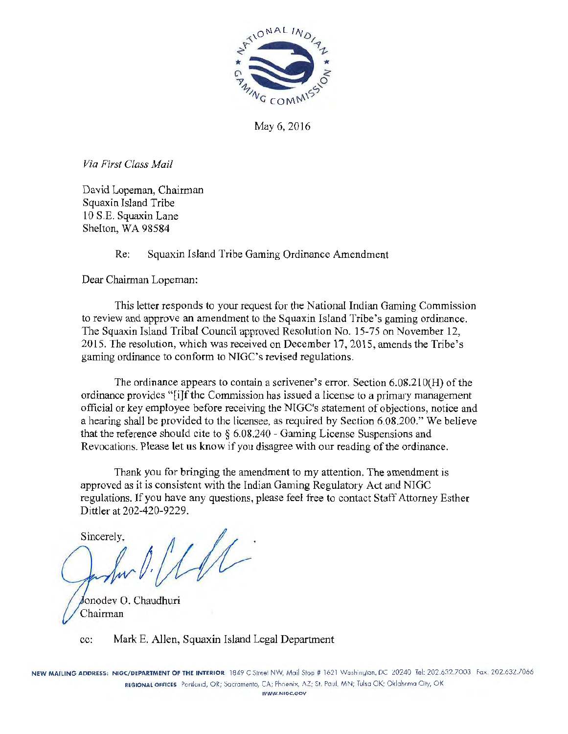May 6, 2016

*Via First Class Mail*

David Lopeman, Chairman
Squaxin Island Tribe
10 S.E. Squaxin Lane
Shelton, WA 98584

Re: Squaxin Island Tribe Gaming Ordinance Amendment

Dear Chairman Lopeman:

This letter responds to your request for the National Indian Gaming Commission to review and approve an amendment to the Squaxin Island Tribe's gaming ordinance. The Squaxin Island Tribal Council approved Resolution No. 15-75 on November 12, 2015. The resolution, which was received on December 17, 2015, amends the Tribe's gaming ordinance to conform to NIGC's revised regulations.

The ordinance appears to contain a scrivener's error. Section 6.08.210(H) of the ordinance provides "[i]f the Commission has issued a license to a primary management official or key employee before receiving the NIGC's statement of objections, notice and a hearing shall be provided to the licensee, as required by Section 6.08.200." We believe that the reference should cite to § 6.08.240 - Gaming License Suspensions and Revocations. Please let us know if you disagree with our reading of the ordinance.

Thank you for bringing the amendment to my attention. The amendment is approved as it is consistent with the Indian Gaming Regulatory Act and NIGC regulations. If you have any questions, please feel free to contact Staff Attorney Esther Dittler at 202-420-9229.

Sincerely,

Jonodev O. Chaudhuri
Chairman

cc: Mark E. Allen, Squaxin Island Legal Department

NEW MAILING ADDRESS: NIGC/DEPARTMENT OF THE INTERIOR 1849 C Street NW, Mail Stop # 1621 Washington, DC 20240 Tel: 202.632.7003 Fax: 202.632.7066
REGIONAL OFFICES Portland, OR; Sacramento, CA; Phoenix, AZ; St. Paul, MN; Tulsa OK; Oklahoma City, OK
WWW.NIGC.GOV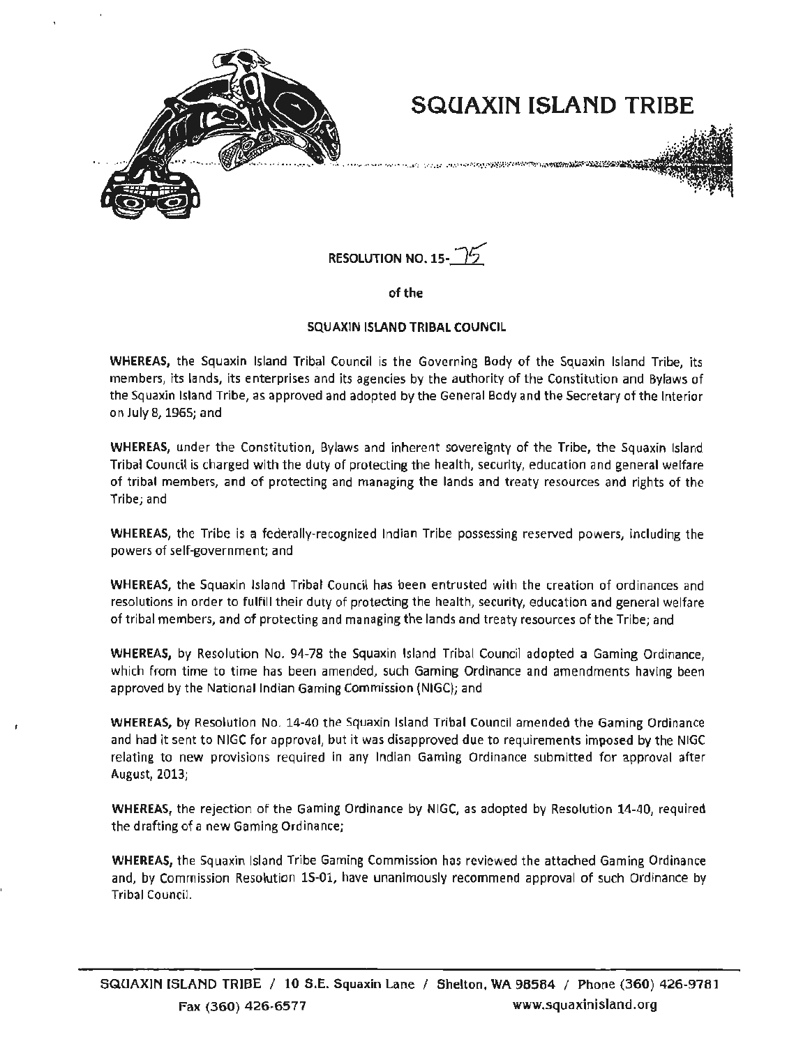# SQUAXIN ISLAND TRIBE

**RESOLUTION NO. 15-75**

**of the**

**SQUAXIN ISLAND TRIBAL COUNCIL**

**WHEREAS,** the Squaxin Island Tribal Council is the Governing Body of the Squaxin Island Tribe, its members, its lands, its enterprises and its agencies by the authority of the Constitution and Bylaws of the Squaxin Island Tribe, as approved and adopted by the General Body and the Secretary of the Interior on July 8, 1965; and

**WHEREAS,** under the Constitution, Bylaws and inherent sovereignty of the Tribe, the Squaxin Island Tribal Council is charged with the duty of protecting the health, security, education and general welfare of tribal members, and of protecting and managing the lands and treaty resources and rights of the Tribe; and

**WHEREAS,** the Tribe is a federally-recognized Indian Tribe possessing reserved powers, including the powers of self-government; and

**WHEREAS,** the Squaxin Island Tribal Council has been entrusted with the creation of ordinances and resolutions in order to fulfill their duty of protecting the health, security, education and general welfare of tribal members, and of protecting and managing the lands and treaty resources of the Tribe; and

**WHEREAS,** by Resolution No. 94-78 the Squaxin Island Tribal Council adopted a Gaming Ordinance, which from time to time has been amended, such Gaming Ordinance and amendments having been approved by the National Indian Gaming Commission (NIGC); and

**WHEREAS,** by Resolution No. 14-40 the Squaxin Island Tribal Council amended the Gaming Ordinance and had it sent to NIGC for approval, but it was disapproved due to requirements imposed by the NIGC relating to new provisions required in any Indian Gaming Ordinance submitted for approval after August, 2013;

**WHEREAS,** the rejection of the Gaming Ordinance by NIGC, as adopted by Resolution 14-40, required the drafting of a new Gaming Ordinance;

**WHEREAS,** the Squaxin Island Tribe Gaming Commission has reviewed the attached Gaming Ordinance and, by Commission Resolution 15-01, have unanimously recommend approval of such Ordinance by Tribal Council.

SQUAXIN ISLAND TRIBE / 10 S.E. Squaxin Lane / Shelton, WA 98584 / Phone (360) 426-9781
Fax (360) 426-6577 www.squaxinisland.org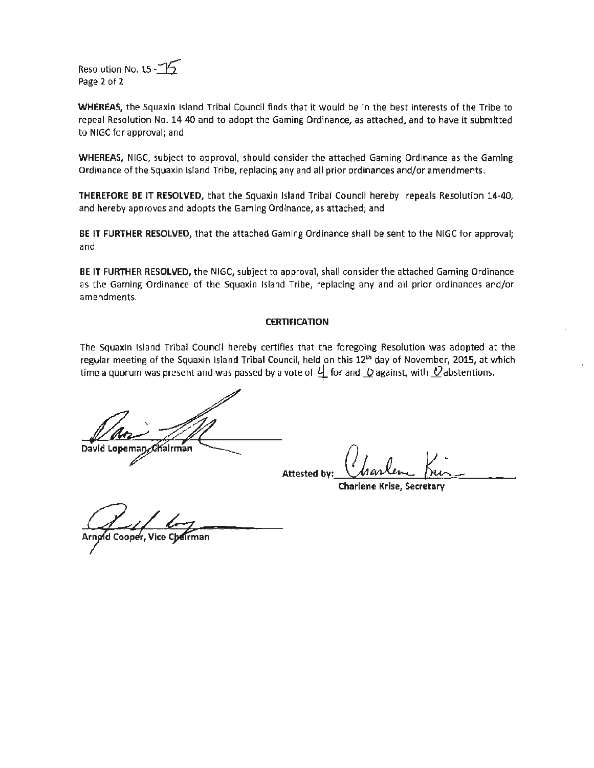Resolution No. 15 - 75
Page 2 of 2

**WHEREAS,** the Squaxin Island Tribal Council finds that it would be in the best interests of the Tribe to repeal Resolution No. 14-40 and to adopt the Gaming Ordinance, as attached, and to have it submitted to NIGC for approval; and

**WHEREAS,** NIGC, subject to approval, should consider the attached Gaming Ordinance as the Gaming Ordinance of the Squaxin Island Tribe, replacing any and all prior ordinances and/or amendments.

**THEREFORE BE IT RESOLVED,** that the Squaxin Island Tribal Council hereby repeals Resolution 14-40, and hereby approves and adopts the Gaming Ordinance, as attached; and

**BE IT FURTHER RESOLVED,** that the attached Gaming Ordinance shall be sent to the NIGC for approval; and

**BE IT FURTHER RESOLVED,** the NIGC, subject to approval, shall consider the attached Gaming Ordinance as the Gaming Ordinance of the Squaxin Island Tribe, replacing any and all prior ordinances and/or amendments.

**CERTIFICATION**

The Squaxin Island Tribal Council hereby certifies that the foregoing Resolution was adopted at the regular meeting of the Squaxin Island Tribal Council, held on this 12th day of November, 2015, at which time a quorum was present and was passed by a vote of 4 for and 0 against, with 0 abstentions.

David Lopeman, Chairman

Attested by: Charlene Krise, Secretary

Arnold Cooper, Vice Chairman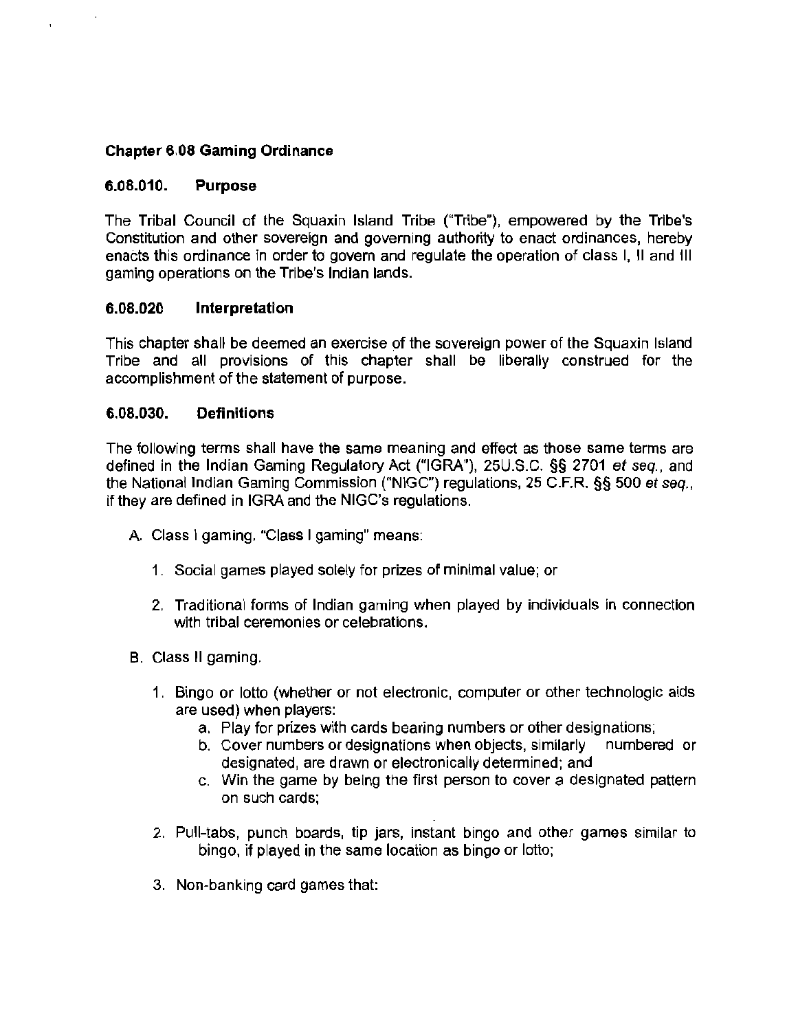**Chapter 6.08 Gaming Ordinance**

**6.08.010. Purpose**

The Tribal Council of the Squaxin Island Tribe ("Tribe"), empowered by the Tribe's Constitution and other sovereign and governing authority to enact ordinances, hereby enacts this ordinance in order to govern and regulate the operation of class I, II and III gaming operations on the Tribe's Indian lands.

**6.08.020 Interpretation**

This chapter shall be deemed an exercise of the sovereign power of the Squaxin Island Tribe and all provisions of this chapter shall be liberally construed for the accomplishment of the statement of purpose.

**6.08.030. Definitions**

The following terms shall have the same meaning and effect as those same terms are defined in the Indian Gaming Regulatory Act ("IGRA"), 25U.S.C. §§ 2701 *et seq.*, and the National Indian Gaming Commission ("NIGC") regulations, 25 C.F.R. §§ 500 *et seq.*, if they are defined in IGRA and the NIGC's regulations.

A. Class I gaming. "Class I gaming" means:

   1. Social games played solely for prizes of minimal value; or

   2. Traditional forms of Indian gaming when played by individuals in connection with tribal ceremonies or celebrations.

B. Class II gaming.

   1. Bingo or lotto (whether or not electronic, computer or other technologic aids are used) when players:
      a. Play for prizes with cards bearing numbers or other designations;
      b. Cover numbers or designations when objects, similarly numbered or designated, are drawn or electronically determined; and
      c. Win the game by being the first person to cover a designated pattern on such cards;

   2. Pull-tabs, punch boards, tip jars, instant bingo and other games similar to bingo, if played in the same location as bingo or lotto;

   3. Non-banking card games that: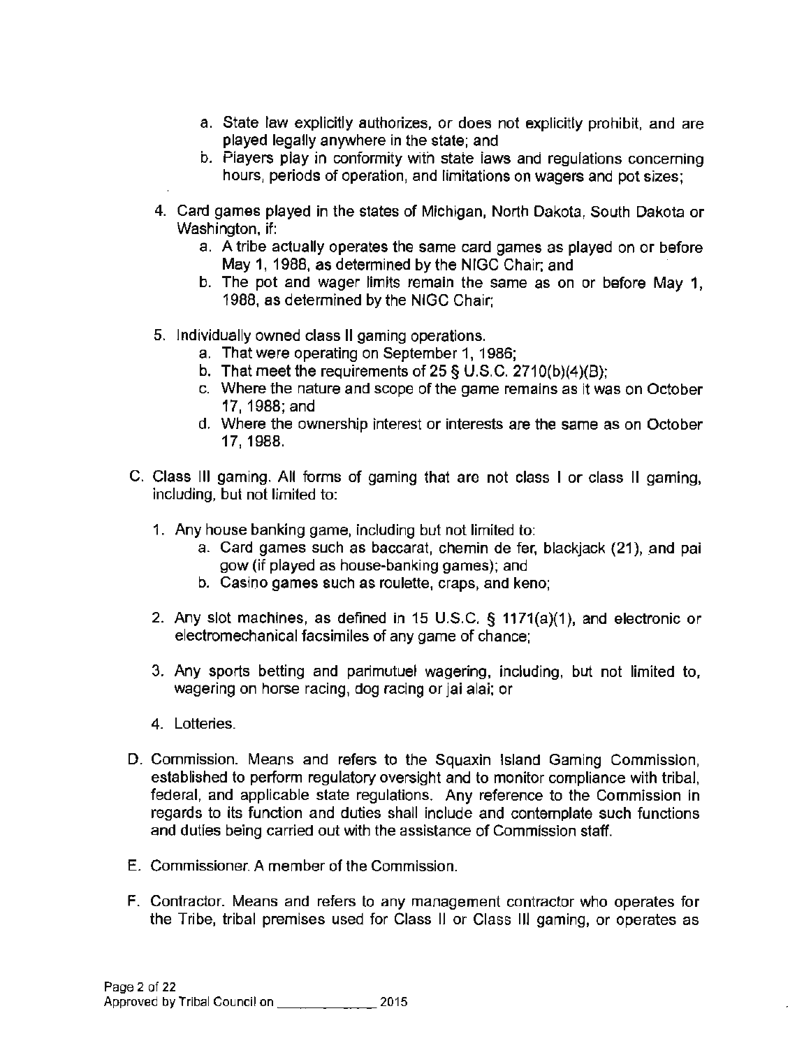a. State law explicitly authorizes, or does not explicitly prohibit, and are played legally anywhere in the state; and
b. Players play in conformity with state laws and regulations concerning hours, periods of operation, and limitations on wagers and pot sizes;

4. Card games played in the states of Michigan, North Dakota, South Dakota or Washington, if:
   a. A tribe actually operates the same card games as played on or before May 1, 1988, as determined by the NIGC Chair; and
   b. The pot and wager limits remain the same as on or before May 1, 1988, as determined by the NIGC Chair;

5. Individually owned class II gaming operations.
   a. That were operating on September 1, 1986;
   b. That meet the requirements of 25 § U.S.C. 2710(b)(4)(B);
   c. Where the nature and scope of the game remains as it was on October 17, 1988; and
   d. Where the ownership interest or interests are the same as on October 17, 1988.

C. Class III gaming. All forms of gaming that are not class I or class II gaming, including, but not limited to:

   1. Any house banking game, including but not limited to:
      a. Card games such as baccarat, chemin de fer, blackjack (21), and pai gow (if played as house-banking games); and
      b. Casino games such as roulette, craps, and keno;

   2. Any slot machines, as defined in 15 U.S.C. § 1171(a)(1), and electronic or electromechanical facsimiles of any game of chance;

   3. Any sports betting and parimutuel wagering, including, but not limited to, wagering on horse racing, dog racing or jai alai; or

   4. Lotteries.

D. Commission. Means and refers to the Squaxin Island Gaming Commission, established to perform regulatory oversight and to monitor compliance with tribal, federal, and applicable state regulations. Any reference to the Commission in regards to its function and duties shall include and contemplate such functions and duties being carried out with the assistance of Commission staff.

E. Commissioner. A member of the Commission.

F. Contractor. Means and refers to any management contractor who operates for the Tribe, tribal premises used for Class II or Class III gaming, or operates as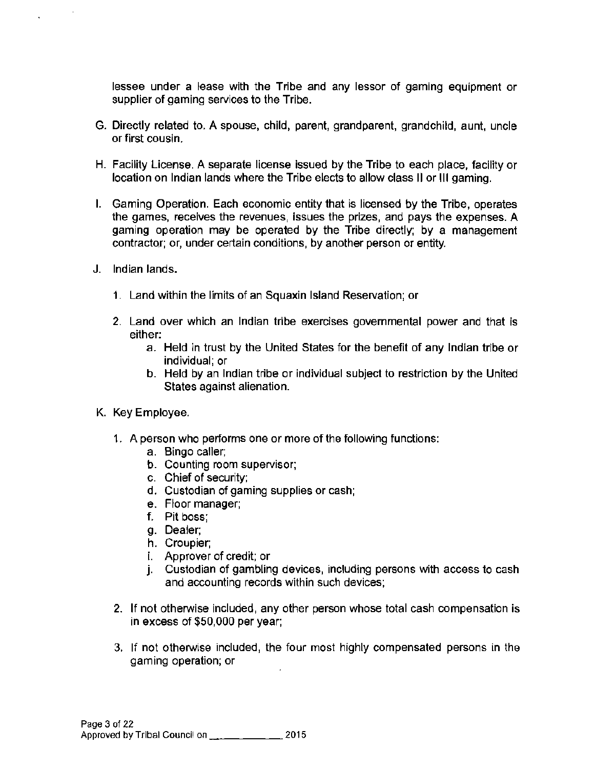lessee under a lease with the Tribe and any lessor of gaming equipment or supplier of gaming services to the Tribe.

G. Directly related to. A spouse, child, parent, grandparent, grandchild, aunt, uncle or first cousin.

H. Facility License. A separate license issued by the Tribe to each place, facility or location on Indian lands where the Tribe elects to allow class II or III gaming.

I. Gaming Operation. Each economic entity that is licensed by the Tribe, operates the games, receives the revenues, issues the prizes, and pays the expenses. A gaming operation may be operated by the Tribe directly; by a management contractor; or, under certain conditions, by another person or entity.

J. Indian lands.

   1. Land within the limits of an Squaxin Island Reservation; or

   2. Land over which an Indian tribe exercises governmental power and that is either:
      a. Held in trust by the United States for the benefit of any Indian tribe or individual; or
      b. Held by an Indian tribe or individual subject to restriction by the United States against alienation.

K. Key Employee.

   1. A person who performs one or more of the following functions:
      a. Bingo caller;
      b. Counting room supervisor;
      c. Chief of security;
      d. Custodian of gaming supplies or cash;
      e. Floor manager;
      f. Pit boss;
      g. Dealer;
      h. Croupier;
      i. Approver of credit; or
      j. Custodian of gambling devices, including persons with access to cash and accounting records within such devices;

   2. If not otherwise included, any other person whose total cash compensation is in excess of $50,000 per year;

   3. If not otherwise included, the four most highly compensated persons in the gaming operation; or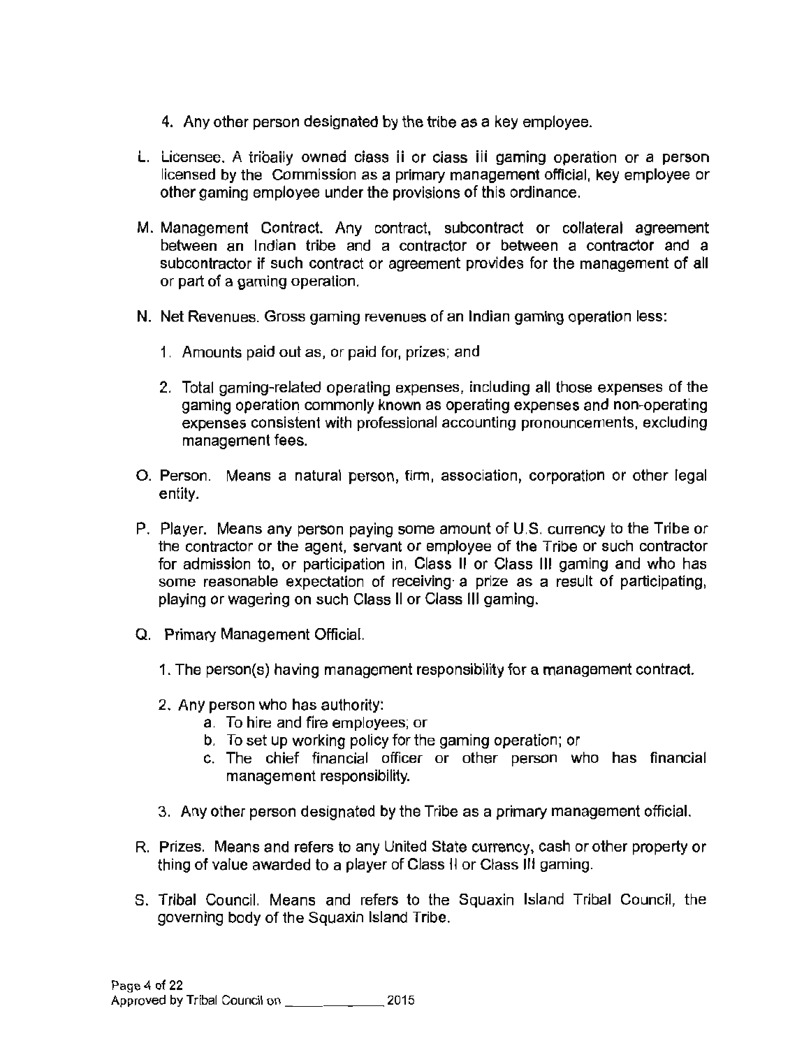4. Any other person designated by the tribe as a key employee.

L. Licensee. A tribally owned class ii or class iii gaming operation or a person licensed by the Commission as a primary management official, key employee or other gaming employee under the provisions of this ordinance.

M. Management Contract. Any contract, subcontract or collateral agreement between an Indian tribe and a contractor or between a contractor and a subcontractor if such contract or agreement provides for the management of all or part of a gaming operation.

N. Net Revenues. Gross gaming revenues of an Indian gaming operation less:

   1. Amounts paid out as, or paid for, prizes; and

   2. Total gaming-related operating expenses, including all those expenses of the gaming operation commonly known as operating expenses and non-operating expenses consistent with professional accounting pronouncements, excluding management fees.

O. Person. Means a natural person, firm, association, corporation or other legal entity.

P. Player. Means any person paying some amount of U.S. currency to the Tribe or the contractor or the agent, servant or employee of the Tribe or such contractor for admission to, or participation in, Class II or Class III gaming and who has some reasonable expectation of receiving a prize as a result of participating, playing or wagering on such Class II or Class III gaming.

Q. Primary Management Official.

   1. The person(s) having management responsibility for a management contract.

   2. Any person who has authority:
      a. To hire and fire employees; or
      b. To set up working policy for the gaming operation; or
      c. The chief financial officer or other person who has financial management responsibility.

   3. Any other person designated by the Tribe as a primary management official.

R. Prizes. Means and refers to any United State currency, cash or other property or thing of value awarded to a player of Class II or Class III gaming.

S. Tribal Council. Means and refers to the Squaxin Island Tribal Council, the governing body of the Squaxin Island Tribe.

Approved by Tribal Council on _____________ 2015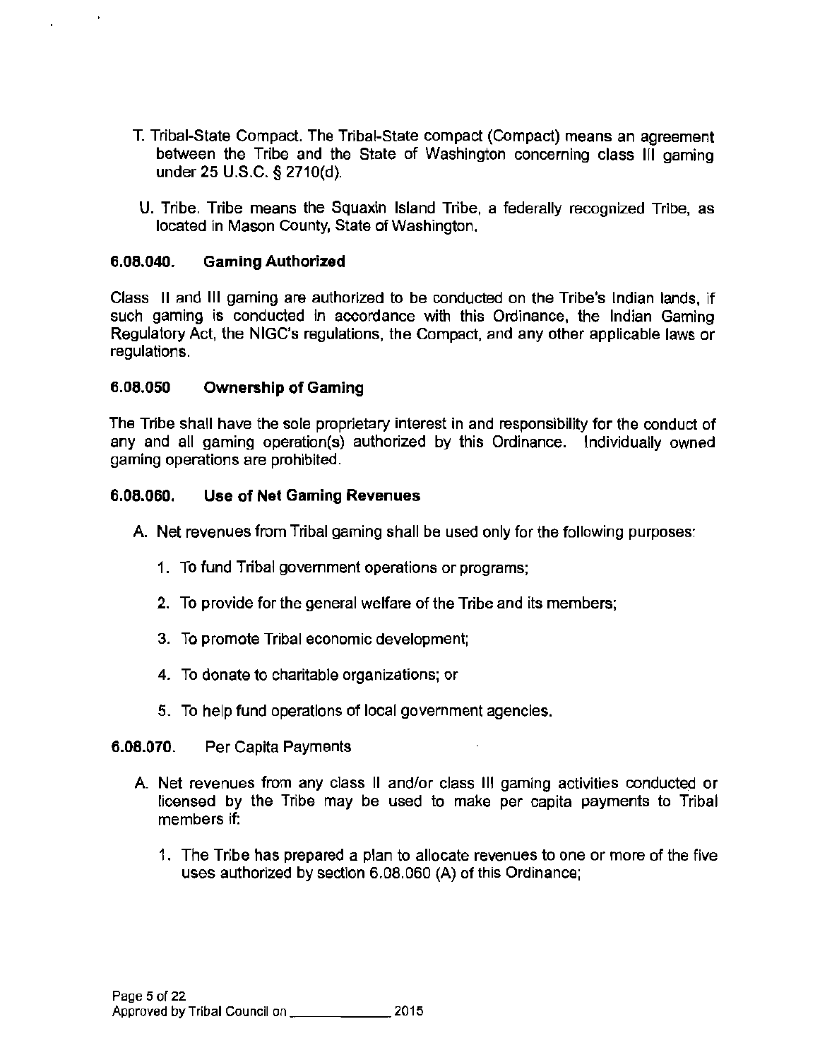T. Tribal-State Compact. The Tribal-State compact (Compact) means an agreement between the Tribe and the State of Washington concerning class III gaming under 25 U.S.C. § 2710(d).

U. Tribe. Tribe means the Squaxin Island Tribe, a federally recognized Tribe, as located in Mason County, State of Washington.

### 6.08.040. Gaming Authorized

Class II and III gaming are authorized to be conducted on the Tribe's Indian lands, if such gaming is conducted in accordance with this Ordinance, the Indian Gaming Regulatory Act, the NIGC's regulations, the Compact, and any other applicable laws or regulations.

### 6.08.050 Ownership of Gaming

The Tribe shall have the sole proprietary interest in and responsibility for the conduct of any and all gaming operation(s) authorized by this Ordinance. Individually owned gaming operations are prohibited.

### 6.08.060. Use of Net Gaming Revenues

A. Net revenues from Tribal gaming shall be used only for the following purposes:

1. To fund Tribal government operations or programs;
2. To provide for the general welfare of the Tribe and its members;
3. To promote Tribal economic development;
4. To donate to charitable organizations; or
5. To help fund operations of local government agencies.

### 6.08.070. Per Capita Payments

A. Net revenues from any class II and/or class III gaming activities conducted or licensed by the Tribe may be used to make per capita payments to Tribal members if:

1. The Tribe has prepared a plan to allocate revenues to one or more of the five uses authorized by section 6.08.060 (A) of this Ordinance;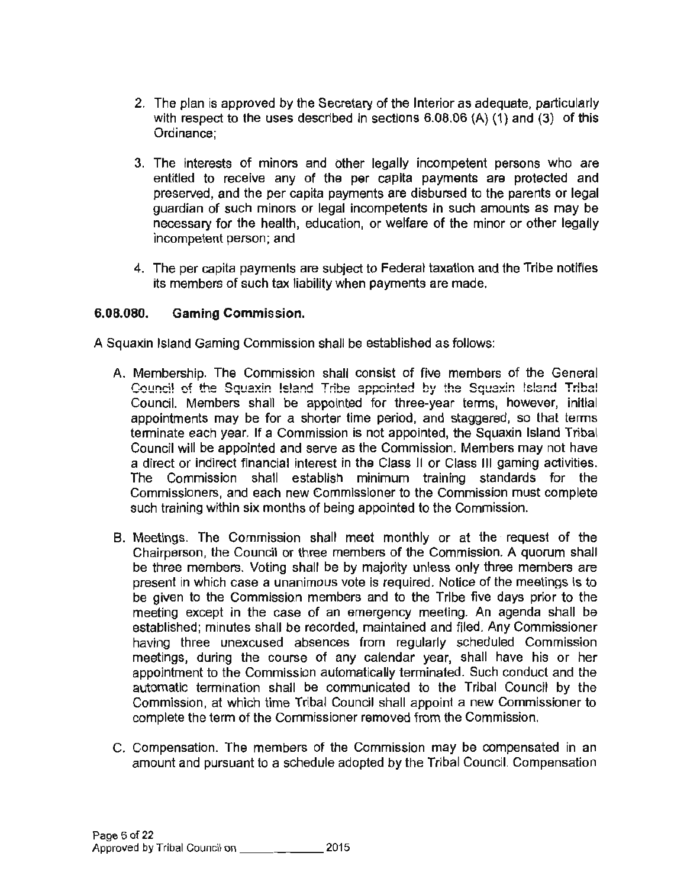2. The plan is approved by the Secretary of the Interior as adequate, particularly with respect to the uses described in sections 6.08.06 (A) (1) and (3) of this Ordinance;

3. The interests of minors and other legally incompetent persons who are entitled to receive any of the per capita payments are protected and preserved, and the per capita payments are disbursed to the parents or legal guardian of such minors or legal incompetents in such amounts as may be necessary for the health, education, or welfare of the minor or other legally incompetent person; and

4. The per capita payments are subject to Federal taxation and the Tribe notifies its members of such tax liability when payments are made.

**6.08.080. Gaming Commission.**

A Squaxin Island Gaming Commission shall be established as follows:

A. Membership. The Commission shall consist of five members of the General Council of the Squaxin Island Tribe appointed by the Squaxin Island Tribal Council. Members shall be appointed for three-year terms, however, initial appointments may be for a shorter time period, and staggered, so that terms terminate each year. If a Commission is not appointed, the Squaxin Island Tribal Council will be appointed and serve as the Commission. Members may not have a direct or indirect financial interest in the Class II or Class III gaming activities. The Commission shall establish minimum training standards for the Commissioners, and each new Commissioner to the Commission must complete such training within six months of being appointed to the Commission.

B. Meetings. The Commission shall meet monthly or at the request of the Chairperson, the Council or three members of the Commission. A quorum shall be three members. Voting shall be by majority unless only three members are present in which case a unanimous vote is required. Notice of the meetings is to be given to the Commission members and to the Tribe five days prior to the meeting except in the case of an emergency meeting. An agenda shall be established; minutes shall be recorded, maintained and filed. Any Commissioner having three unexcused absences from regularly scheduled Commission meetings, during the course of any calendar year, shall have his or her appointment to the Commission automatically terminated. Such conduct and the automatic termination shall be communicated to the Tribal Council by the Commission, at which time Tribal Council shall appoint a new Commissioner to complete the term of the Commissioner removed from the Commission.

C. Compensation. The members of the Commission may be compensated in an amount and pursuant to a schedule adopted by the Tribal Council. Compensation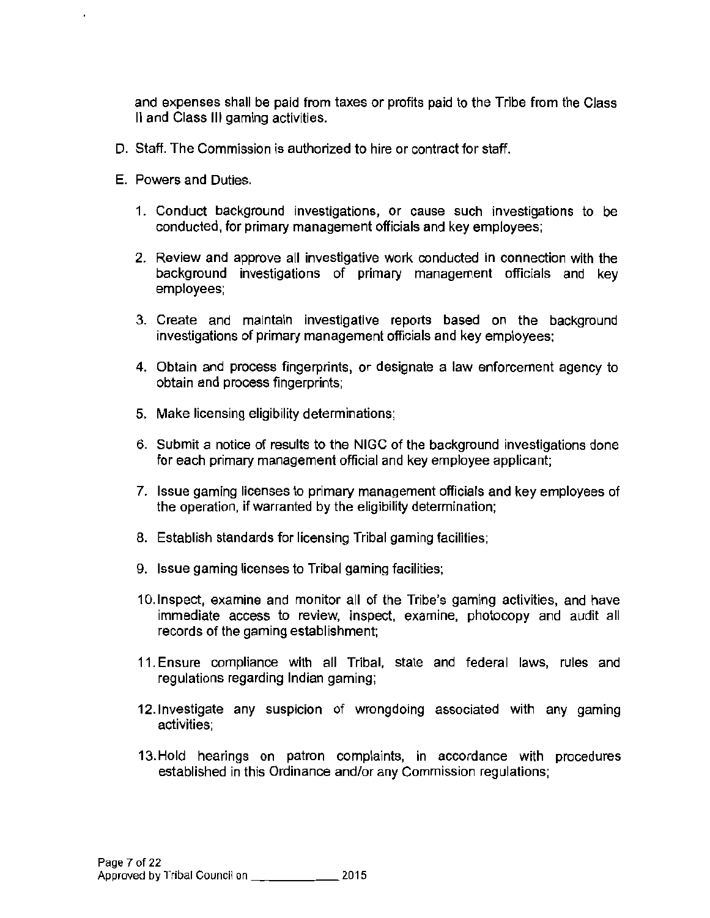and expenses shall be paid from taxes or profits paid to the Tribe from the Class II and Class III gaming activities.

D. Staff. The Commission is authorized to hire or contract for staff.

E. Powers and Duties.

1. Conduct background investigations, or cause such investigations to be conducted, for primary management officials and key employees;

2. Review and approve all investigative work conducted in connection with the background investigations of primary management officials and key employees;

3. Create and maintain investigative reports based on the background investigations of primary management officials and key employees;

4. Obtain and process fingerprints, or designate a law enforcement agency to obtain and process fingerprints;

5. Make licensing eligibility determinations;

6. Submit a notice of results to the NIGC of the background investigations done for each primary management official and key employee applicant;

7. Issue gaming licenses to primary management officials and key employees of the operation, if warranted by the eligibility determination;

8. Establish standards for licensing Tribal gaming facilities;

9. Issue gaming licenses to Tribal gaming facilities;

10. Inspect, examine and monitor all of the Tribe's gaming activities, and have immediate access to review, inspect, examine, photocopy and audit all records of the gaming establishment;

11. Ensure compliance with all Tribal, state and federal laws, rules and regulations regarding Indian gaming;

12. Investigate any suspicion of wrongdoing associated with any gaming activities;

13. Hold hearings on patron complaints, in accordance with procedures established in this Ordinance and/or any Commission regulations;

Approved by Tribal Council on ______________ 2015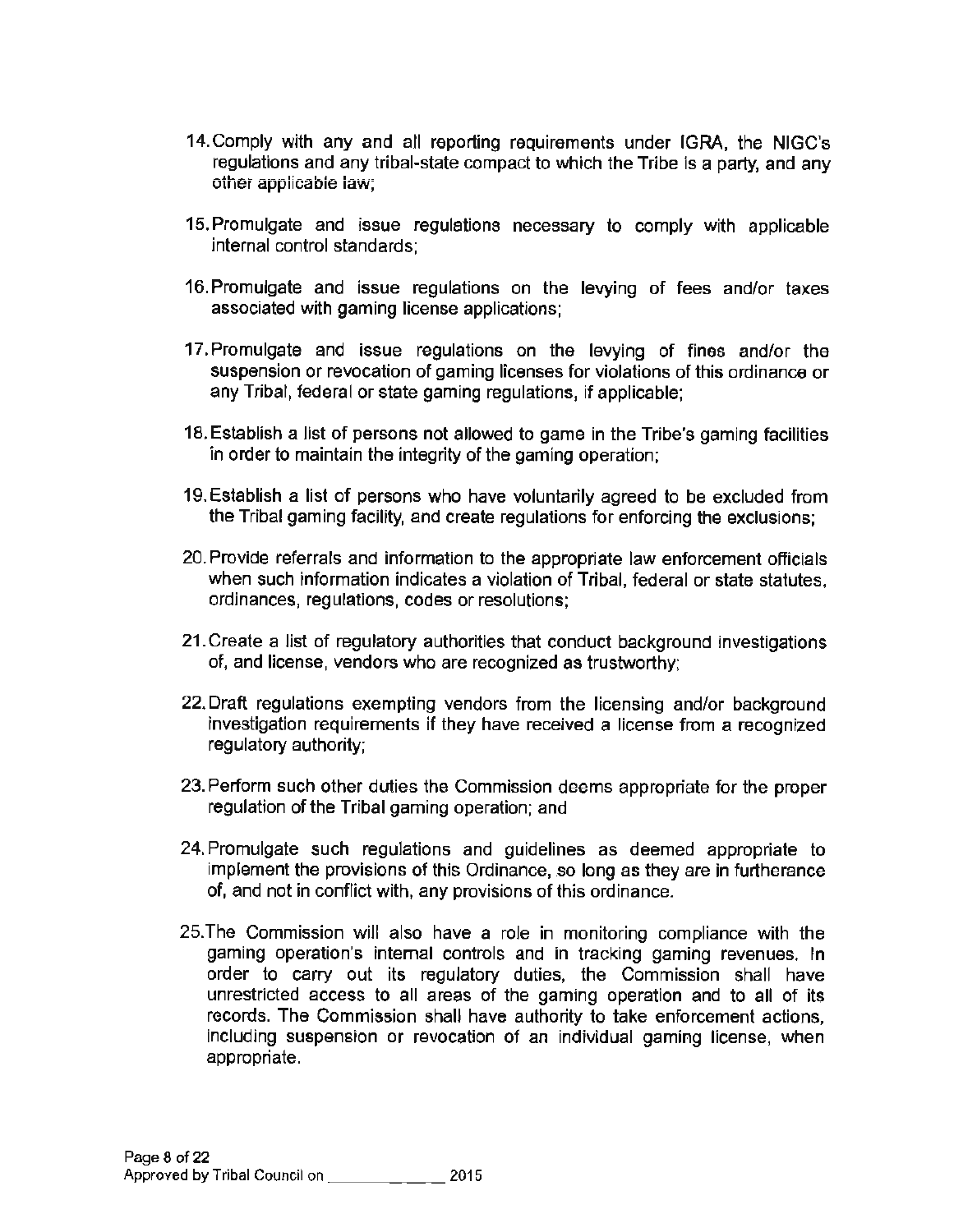14. Comply with any and all reporting requirements under IGRA, the NIGC's regulations and any tribal-state compact to which the Tribe is a party, and any other applicable law;

15. Promulgate and issue regulations necessary to comply with applicable internal control standards;

16. Promulgate and issue regulations on the levying of fees and/or taxes associated with gaming license applications;

17. Promulgate and issue regulations on the levying of fines and/or the suspension or revocation of gaming licenses for violations of this ordinance or any Tribal, federal or state gaming regulations, if applicable;

18. Establish a list of persons not allowed to game in the Tribe's gaming facilities in order to maintain the integrity of the gaming operation;

19. Establish a list of persons who have voluntarily agreed to be excluded from the Tribal gaming facility, and create regulations for enforcing the exclusions;

20. Provide referrals and information to the appropriate law enforcement officials when such information indicates a violation of Tribal, federal or state statutes, ordinances, regulations, codes or resolutions;

21. Create a list of regulatory authorities that conduct background investigations of, and license, vendors who are recognized as trustworthy;

22. Draft regulations exempting vendors from the licensing and/or background investigation requirements if they have received a license from a recognized regulatory authority;

23. Perform such other duties the Commission deems appropriate for the proper regulation of the Tribal gaming operation; and

24. Promulgate such regulations and guidelines as deemed appropriate to implement the provisions of this Ordinance, so long as they are in furtherance of, and not in conflict with, any provisions of this ordinance.

25. The Commission will also have a role in monitoring compliance with the gaming operation's internal controls and in tracking gaming revenues. In order to carry out its regulatory duties, the Commission shall have unrestricted access to all areas of the gaming operation and to all of its records. The Commission shall have authority to take enforcement actions, including suspension or revocation of an individual gaming license, when appropriate.

Approved by Tribal Council on \_\_\_\_\_\_\_\_\_\_\_\_\_\_ 2015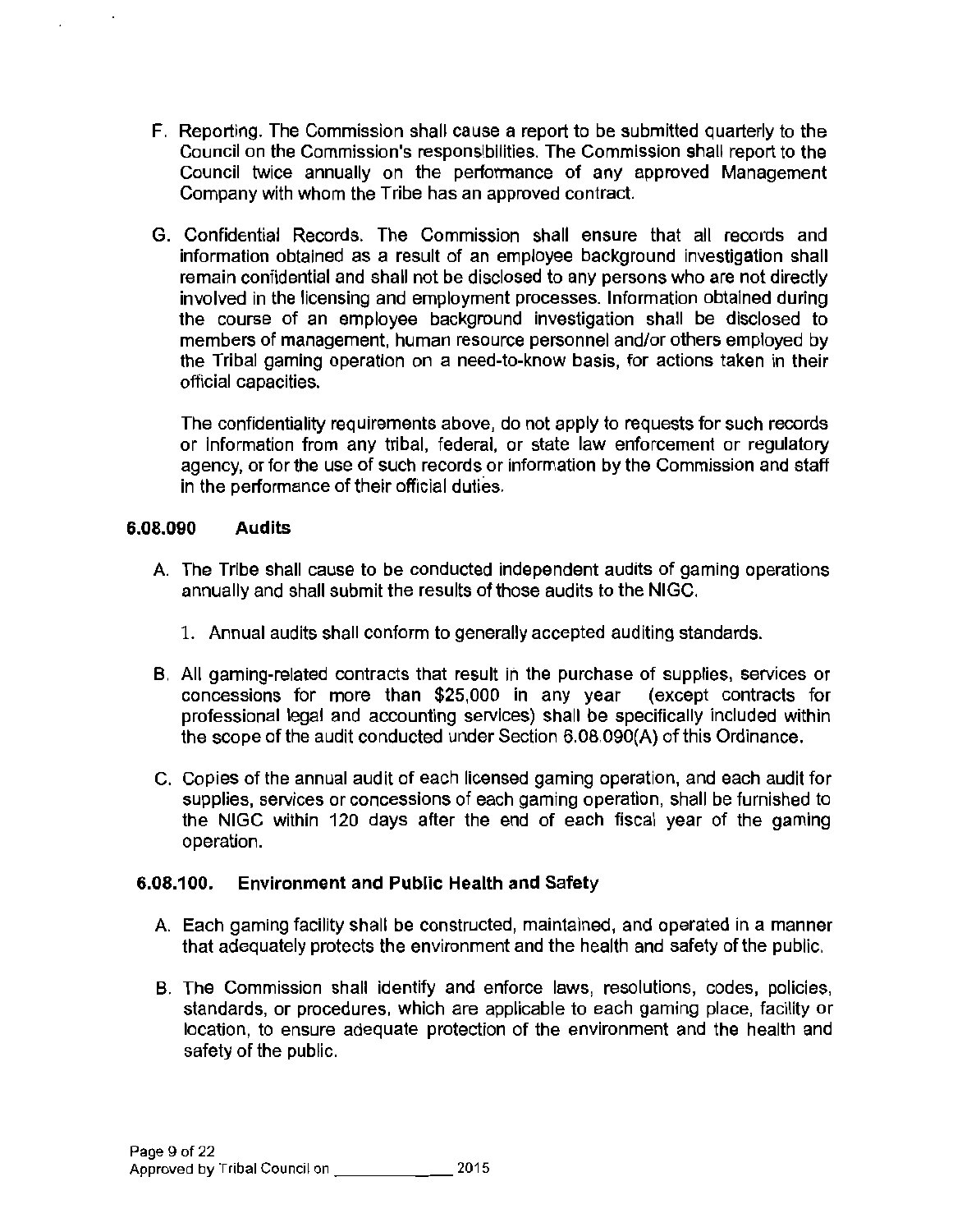F. Reporting. The Commission shall cause a report to be submitted quarterly to the Council on the Commission's responsibilities. The Commission shall report to the Council twice annually on the performance of any approved Management Company with whom the Tribe has an approved contract.

G. Confidential Records. The Commission shall ensure that all records and information obtained as a result of an employee background investigation shall remain confidential and shall not be disclosed to any persons who are not directly involved in the licensing and employment processes. Information obtained during the course of an employee background investigation shall be disclosed to members of management, human resource personnel and/or others employed by the Tribal gaming operation on a need-to-know basis, for actions taken in their official capacities.

The confidentiality requirements above, do not apply to requests for such records or information from any tribal, federal, or state law enforcement or regulatory agency, or for the use of such records or information by the Commission and staff in the performance of their official duties.

### 6.08.090 Audits

A. The Tribe shall cause to be conducted independent audits of gaming operations annually and shall submit the results of those audits to the NIGC.

1. Annual audits shall conform to generally accepted auditing standards.

B. All gaming-related contracts that result in the purchase of supplies, services or concessions for more than $25,000 in any year (except contracts for professional legal and accounting services) shall be specifically included within the scope of the audit conducted under Section 6.08.090(A) of this Ordinance.

C. Copies of the annual audit of each licensed gaming operation, and each audit for supplies, services or concessions of each gaming operation, shall be furnished to the NIGC within 120 days after the end of each fiscal year of the gaming operation.

### 6.08.100. Environment and Public Health and Safety

A. Each gaming facility shall be constructed, maintained, and operated in a manner that adequately protects the environment and the health and safety of the public.

B. The Commission shall identify and enforce laws, resolutions, codes, policies, standards, or procedures, which are applicable to each gaming place, facility or location, to ensure adequate protection of the environment and the health and safety of the public.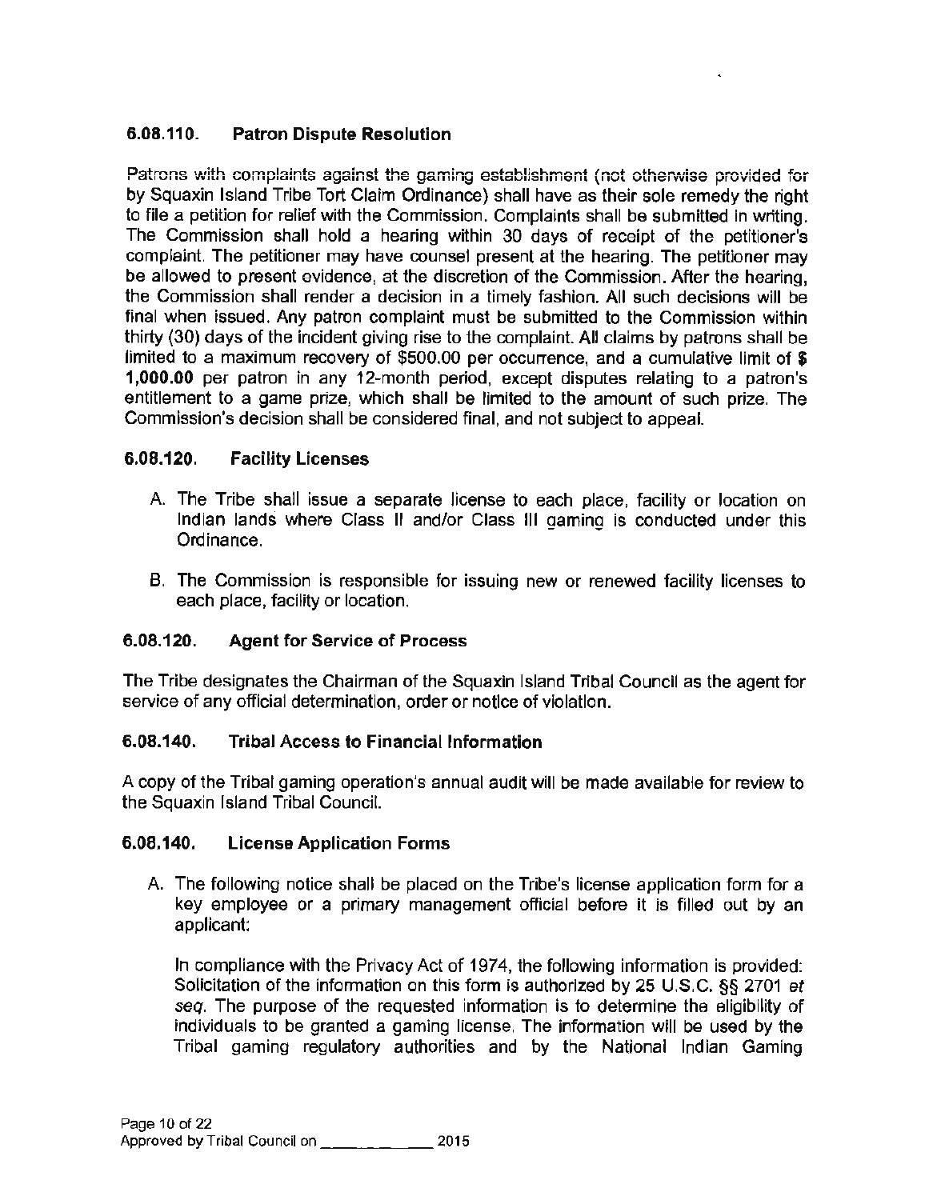### 6.08.110. Patron Dispute Resolution

Patrons with complaints against the gaming establishment (not otherwise provided for by Squaxin Island Tribe Tort Claim Ordinance) shall have as their sole remedy the right to file a petition for relief with the Commission. Complaints shall be submitted in writing. The Commission shall hold a hearing within 30 days of receipt of the petitioner's complaint. The petitioner may have counsel present at the hearing. The petitioner may be allowed to present evidence, at the discretion of the Commission. After the hearing, the Commission shall render a decision in a timely fashion. All such decisions will be final when issued. Any patron complaint must be submitted to the Commission within thirty (30) days of the incident giving rise to the complaint. All claims by patrons shall be limited to a maximum recovery of $500.00 per occurrence, and a cumulative limit of **$ 1,000.00** per patron in any 12-month period, except disputes relating to a patron's entitlement to a game prize, which shall be limited to the amount of such prize. The Commission's decision shall be considered final, and not subject to appeal.

### 6.08.120. Facility Licenses

A. The Tribe shall issue a separate license to each place, facility or location on Indian lands where Class II and/or Class III gaming is conducted under this Ordinance.

B. The Commission is responsible for issuing new or renewed facility licenses to each place, facility or location.

### 6.08.120. Agent for Service of Process

The Tribe designates the Chairman of the Squaxin Island Tribal Council as the agent for service of any official determination, order or notice of violation.

### 6.08.140. Tribal Access to Financial Information

A copy of the Tribal gaming operation's annual audit will be made available for review to the Squaxin Island Tribal Council.

### 6.08.140. License Application Forms

A. The following notice shall be placed on the Tribe's license application form for a key employee or a primary management official before it is filled out by an applicant:

In compliance with the Privacy Act of 1974, the following information is provided: Solicitation of the information on this form is authorized by 25 U.S.C. §§ 2701 *et seq*. The purpose of the requested information is to determine the eligibility of individuals to be granted a gaming license. The information will be used by the Tribal gaming regulatory authorities and by the National Indian Gaming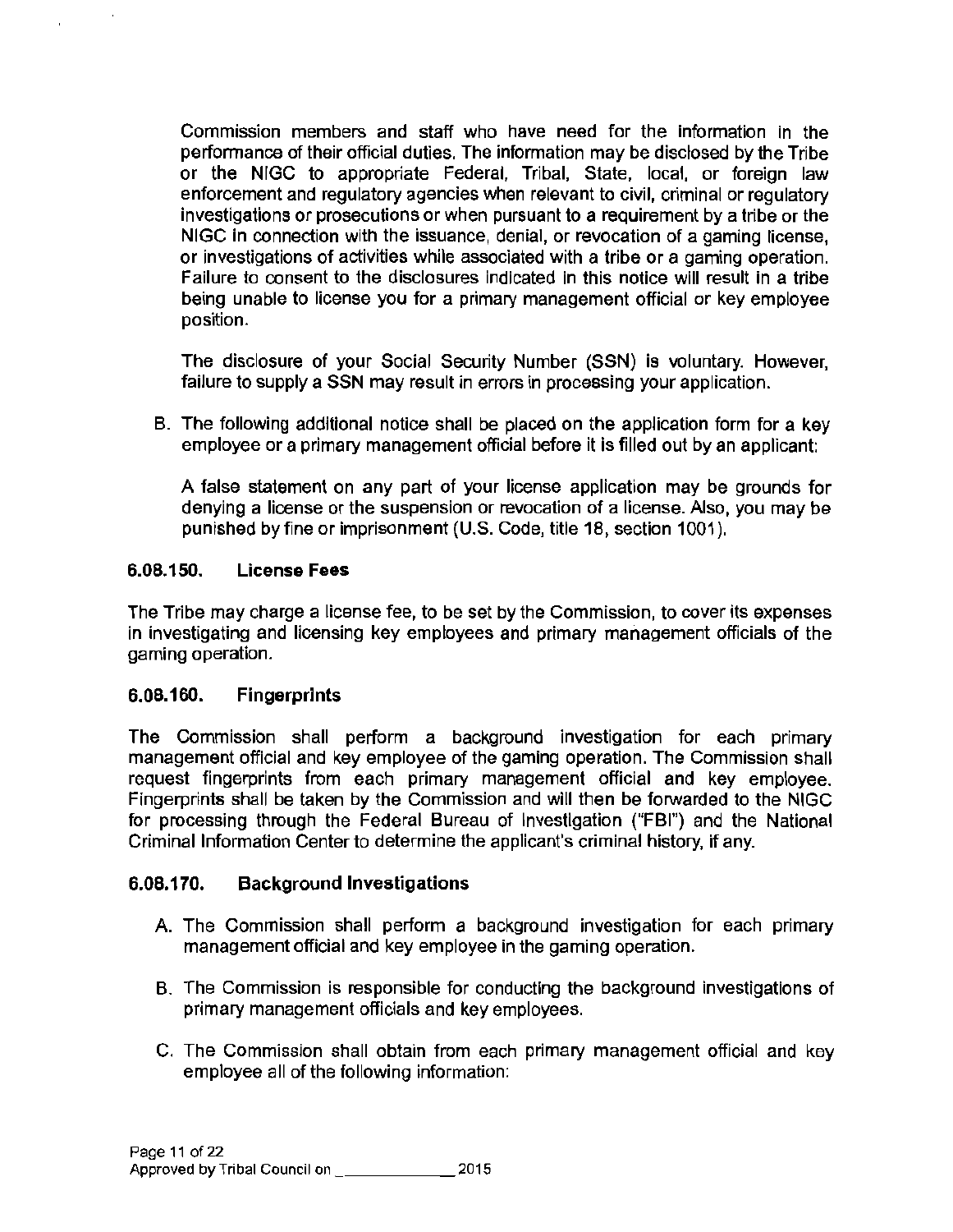Commission members and staff who have need for the information in the performance of their official duties. The information may be disclosed by the Tribe or the NIGC to appropriate Federal, Tribal, State, local, or foreign law enforcement and regulatory agencies when relevant to civil, criminal or regulatory investigations or prosecutions or when pursuant to a requirement by a tribe or the NIGC in connection with the issuance, denial, or revocation of a gaming license, or investigations of activities while associated with a tribe or a gaming operation. Failure to consent to the disclosures indicated in this notice will result in a tribe being unable to license you for a primary management official or key employee position.

The disclosure of your Social Security Number (SSN) is voluntary. However, failure to supply a SSN may result in errors in processing your application.

B. The following additional notice shall be placed on the application form for a key employee or a primary management official before it is filled out by an applicant:

A false statement on any part of your license application may be grounds for denying a license or the suspension or revocation of a license. Also, you may be punished by fine or imprisonment (U.S. Code, title 18, section 1001).

### 6.08.150. License Fees

The Tribe may charge a license fee, to be set by the Commission, to cover its expenses in investigating and licensing key employees and primary management officials of the gaming operation.

### 6.08.160. Fingerprints

The Commission shall perform a background investigation for each primary management official and key employee of the gaming operation. The Commission shall request fingerprints from each primary management official and key employee. Fingerprints shall be taken by the Commission and will then be forwarded to the NIGC for processing through the Federal Bureau of Investigation ("FBI") and the National Criminal Information Center to determine the applicant's criminal history, if any.

### 6.08.170. Background Investigations

A. The Commission shall perform a background investigation for each primary management official and key employee in the gaming operation.

B. The Commission is responsible for conducting the background investigations of primary management officials and key employees.

C. The Commission shall obtain from each primary management official and key employee all of the following information: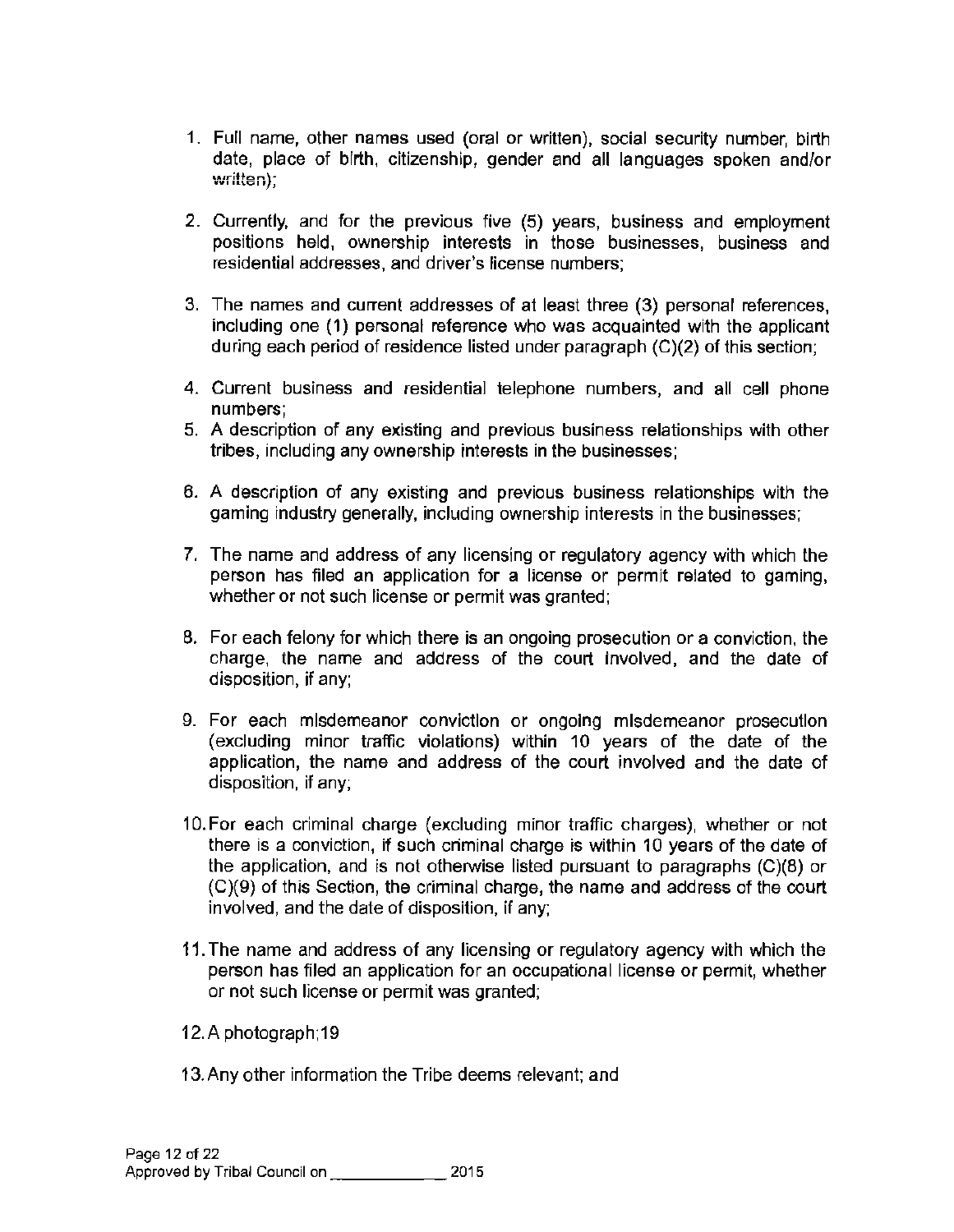1. Full name, other names used (oral or written), social security number, birth date, place of birth, citizenship, gender and all languages spoken and/or written);

2. Currently, and for the previous five (5) years, business and employment positions held, ownership interests in those businesses, business and residential addresses, and driver's license numbers;

3. The names and current addresses of at least three (3) personal references, including one (1) personal reference who was acquainted with the applicant during each period of residence listed under paragraph (C)(2) of this section;

4. Current business and residential telephone numbers, and all cell phone numbers;

5. A description of any existing and previous business relationships with other tribes, including any ownership interests in the businesses;

6. A description of any existing and previous business relationships with the gaming industry generally, including ownership interests in the businesses;

7. The name and address of any licensing or regulatory agency with which the person has filed an application for a license or permit related to gaming, whether or not such license or permit was granted;

8. For each felony for which there is an ongoing prosecution or a conviction, the charge, the name and address of the court involved, and the date of disposition, if any;

9. For each misdemeanor conviction or ongoing misdemeanor prosecution (excluding minor traffic violations) within 10 years of the date of the application, the name and address of the court involved and the date of disposition, if any;

10. For each criminal charge (excluding minor traffic charges), whether or not there is a conviction, if such criminal charge is within 10 years of the date of the application, and is not otherwise listed pursuant to paragraphs (C)(8) or (C)(9) of this Section, the criminal charge, the name and address of the court involved, and the date of disposition, if any;

11. The name and address of any licensing or regulatory agency with which the person has filed an application for an occupational license or permit, whether or not such license or permit was granted;

12. A photograph;19

13. Any other information the Tribe deems relevant; and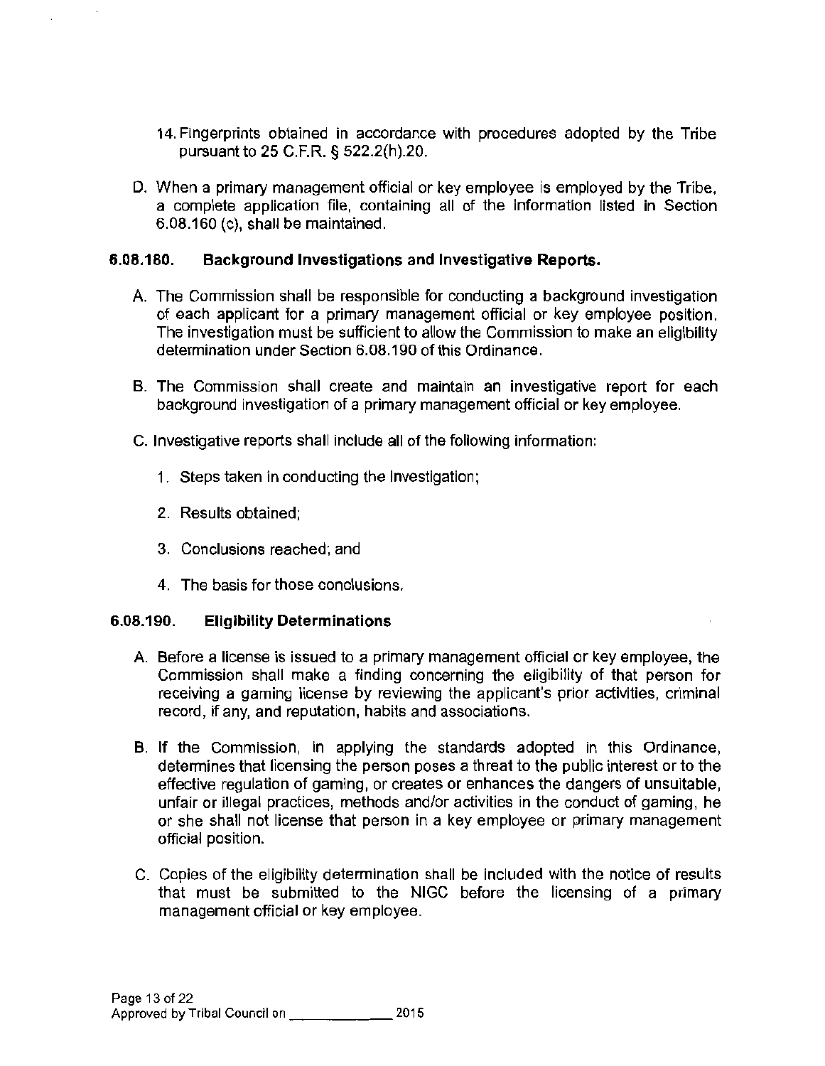14. Fingerprints obtained in accordance with procedures adopted by the Tribe pursuant to 25 C.F.R. § 522.2(h).20.

D. When a primary management official or key employee is employed by the Tribe, a complete application file, containing all of the information listed in Section 6.08.160 (c), shall be maintained.

### 6.08.180. Background Investigations and Investigative Reports.

A. The Commission shall be responsible for conducting a background investigation of each applicant for a primary management official or key employee position. The investigation must be sufficient to allow the Commission to make an eligibility determination under Section 6.08.190 of this Ordinance.

B. The Commission shall create and maintain an investigative report for each background investigation of a primary management official or key employee.

C. Investigative reports shall include all of the following information:

1. Steps taken in conducting the investigation;

2. Results obtained;

3. Conclusions reached; and

4. The basis for those conclusions.

### 6.08.190. Eligibility Determinations

A. Before a license is issued to a primary management official or key employee, the Commission shall make a finding concerning the eligibility of that person for receiving a gaming license by reviewing the applicant's prior activities, criminal record, if any, and reputation, habits and associations.

B. If the Commission, in applying the standards adopted in this Ordinance, determines that licensing the person poses a threat to the public interest or to the effective regulation of gaming, or creates or enhances the dangers of unsuitable, unfair or illegal practices, methods and/or activities in the conduct of gaming, he or she shall not license that person in a key employee or primary management official position.

C. Copies of the eligibility determination shall be included with the notice of results that must be submitted to the NIGC before the licensing of a primary management official or key employee.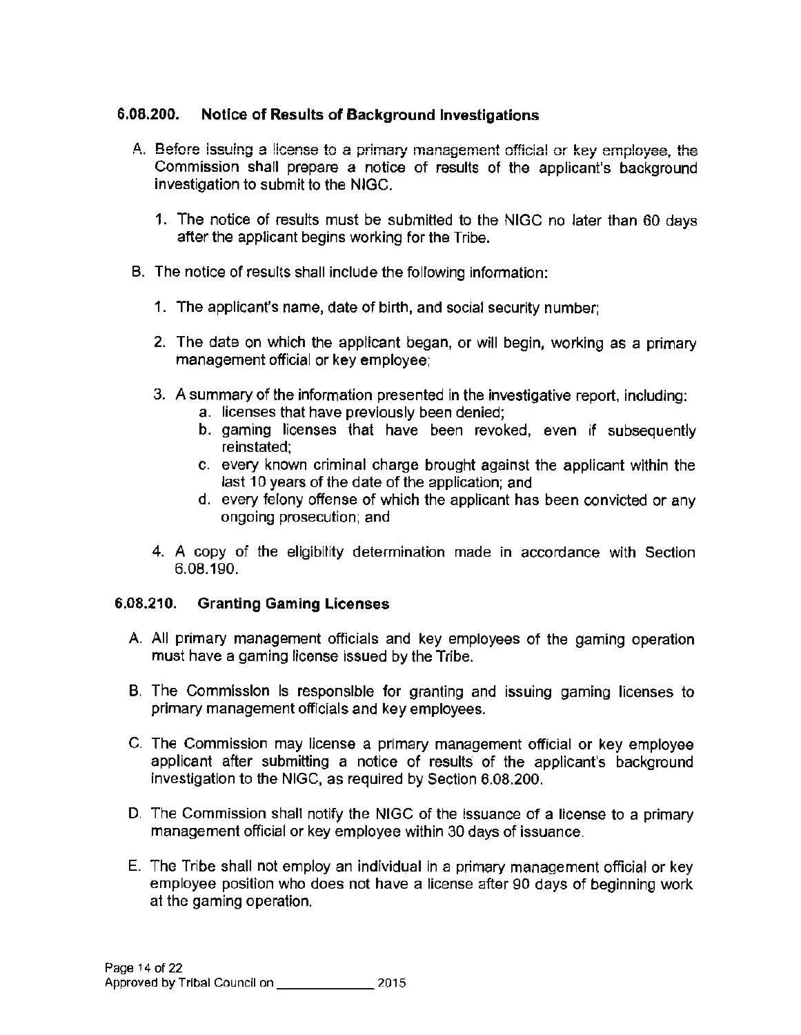### 6.08.200. Notice of Results of Background Investigations

A. Before issuing a license to a primary management official or key employee, the Commission shall prepare a notice of results of the applicant's background investigation to submit to the NIGC.

   1. The notice of results must be submitted to the NIGC no later than 60 days after the applicant begins working for the Tribe.

B. The notice of results shall include the following information:

   1. The applicant's name, date of birth, and social security number;

   2. The date on which the applicant began, or will begin, working as a primary management official or key employee;

   3. A summary of the information presented in the investigative report, including:
      a. licenses that have previously been denied;
      b. gaming licenses that have been revoked, even if subsequently reinstated;
      c. every known criminal charge brought against the applicant within the last 10 years of the date of the application; and
      d. every felony offense of which the applicant has been convicted or any ongoing prosecution; and

   4. A copy of the eligibility determination made in accordance with Section 6.08.190.

### 6.08.210. Granting Gaming Licenses

A. All primary management officials and key employees of the gaming operation must have a gaming license issued by the Tribe.

B. The Commission is responsible for granting and issuing gaming licenses to primary management officials and key employees.

C. The Commission may license a primary management official or key employee applicant after submitting a notice of results of the applicant's background investigation to the NIGC, as required by Section 6.08.200.

D. The Commission shall notify the NIGC of the issuance of a license to a primary management official or key employee within 30 days of issuance.

E. The Tribe shall not employ an individual in a primary management official or key employee position who does not have a license after 90 days of beginning work at the gaming operation.

Approved by Tribal Council on \_\_\_\_\_\_\_\_\_\_\_\_\_\_ 2015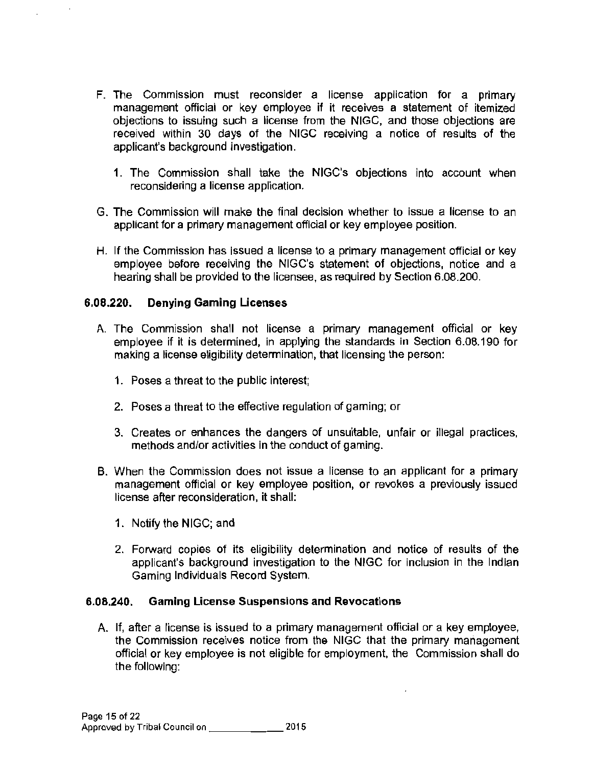F. The Commission must reconsider a license application for a primary management official or key employee if it receives a statement of itemized objections to issuing such a license from the NIGC, and those objections are received within 30 days of the NIGC receiving a notice of results of the applicant's background investigation.

   1. The Commission shall take the NIGC's objections into account when reconsidering a license application.

G. The Commission will make the final decision whether to issue a license to an applicant for a primary management official or key employee position.

H. If the Commission has issued a license to a primary management official or key employee before receiving the NIGC's statement of objections, notice and a hearing shall be provided to the licensee, as required by Section 6.08.200.

### 6.08.220. Denying Gaming Licenses

A. The Commission shall not license a primary management official or key employee if it is determined, in applying the standards in Section 6.08.190 for making a license eligibility determination, that licensing the person:

   1. Poses a threat to the public interest;

   2. Poses a threat to the effective regulation of gaming; or

   3. Creates or enhances the dangers of unsuitable, unfair or illegal practices, methods and/or activities in the conduct of gaming.

B. When the Commission does not issue a license to an applicant for a primary management official or key employee position, or revokes a previously issued license after reconsideration, it shall:

   1. Notify the NIGC; and

   2. Forward copies of its eligibility determination and notice of results of the applicant's background investigation to the NIGC for inclusion in the Indian Gaming Individuals Record System.

### 6.08.240. Gaming License Suspensions and Revocations

A. If, after a license is issued to a primary management official or a key employee, the Commission receives notice from the NIGC that the primary management official or key employee is not eligible for employment, the Commission shall do the following: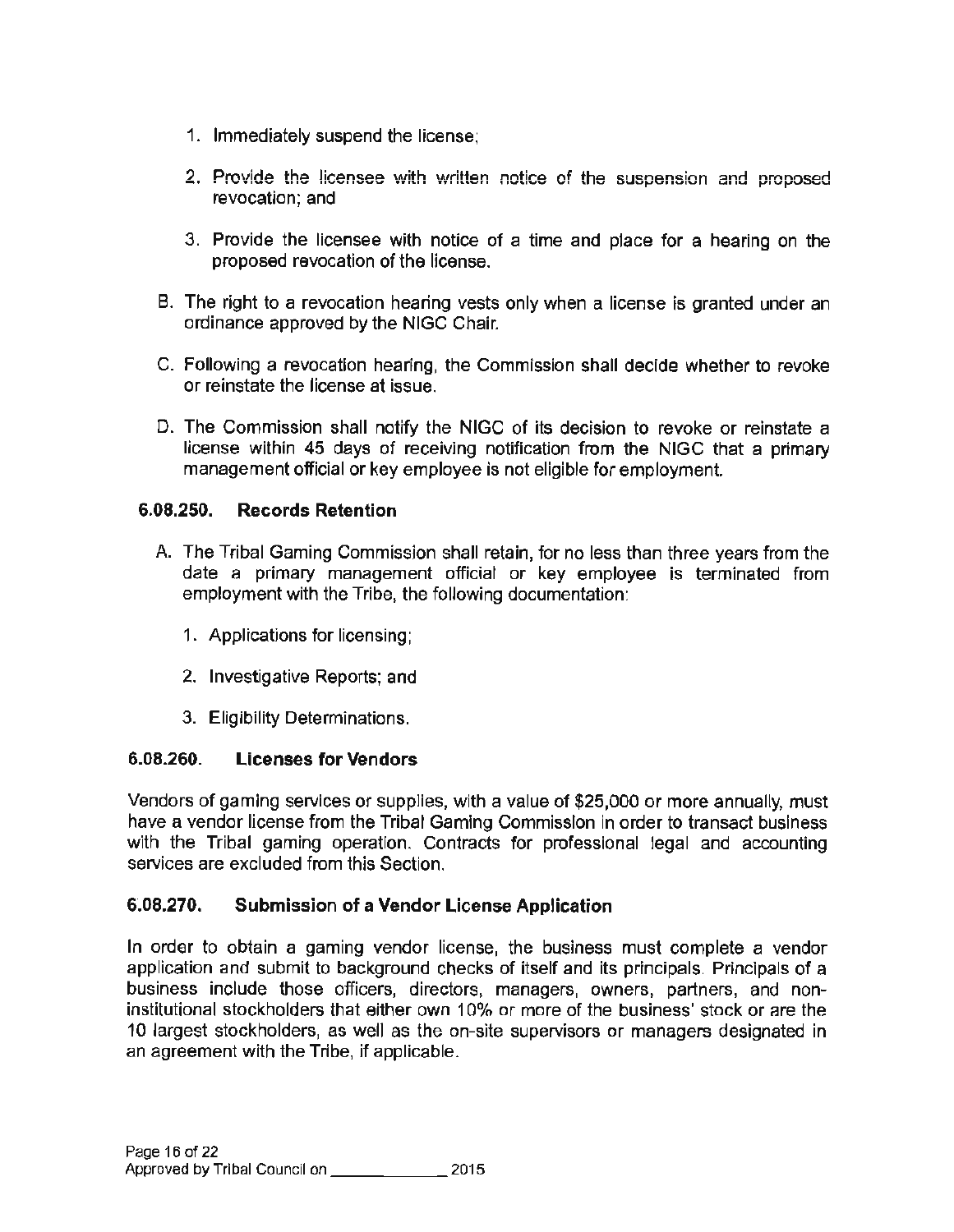1. Immediately suspend the license;

2. Provide the licensee with written notice of the suspension and proposed revocation; and

3. Provide the licensee with notice of a time and place for a hearing on the proposed revocation of the license.

B. The right to a revocation hearing vests only when a license is granted under an ordinance approved by the NIGC Chair.

C. Following a revocation hearing, the Commission shall decide whether to revoke or reinstate the license at issue.

D. The Commission shall notify the NIGC of its decision to revoke or reinstate a license within 45 days of receiving notification from the NIGC that a primary management official or key employee is not eligible for employment.

### 6.08.250. Records Retention

A. The Tribal Gaming Commission shall retain, for no less than three years from the date a primary management official or key employee is terminated from employment with the Tribe, the following documentation:

1. Applications for licensing;

2. Investigative Reports; and

3. Eligibility Determinations.

### 6.08.260. Licenses for Vendors

Vendors of gaming services or supplies, with a value of $25,000 or more annually, must have a vendor license from the Tribal Gaming Commission in order to transact business with the Tribal gaming operation. Contracts for professional legal and accounting services are excluded from this Section.

### 6.08.270. Submission of a Vendor License Application

In order to obtain a gaming vendor license, the business must complete a vendor application and submit to background checks of itself and its principals. Principals of a business include those officers, directors, managers, owners, partners, and non-institutional stockholders that either own 10% or more of the business' stock or are the 10 largest stockholders, as well as the on-site supervisors or managers designated in an agreement with the Tribe, if applicable.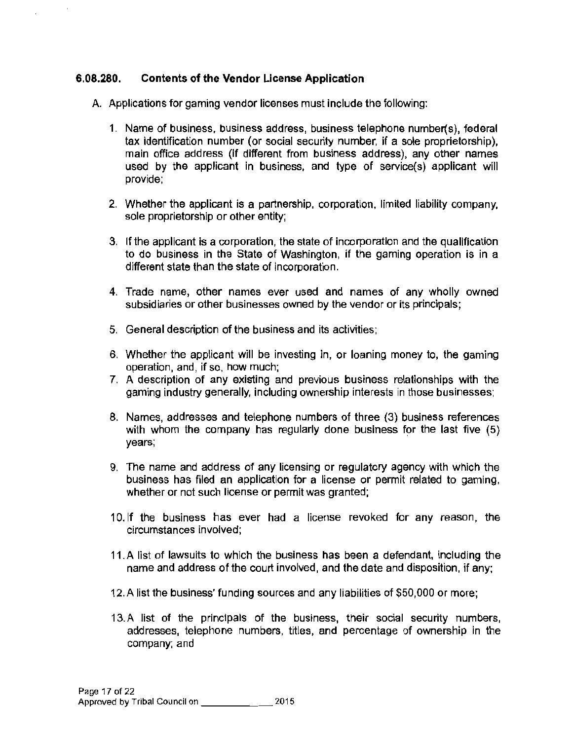### 6.08.280. Contents of the Vendor License Application

A. Applications for gaming vendor licenses must include the following:

1. Name of business, business address, business telephone number(s), federal tax identification number (or social security number, if a sole proprietorship), main office address (if different from business address), any other names used by the applicant in business, and type of service(s) applicant will provide;

2. Whether the applicant is a partnership, corporation, limited liability company, sole proprietorship or other entity;

3. If the applicant is a corporation, the state of incorporation and the qualification to do business in the State of Washington, if the gaming operation is in a different state than the state of incorporation.

4. Trade name, other names ever used and names of any wholly owned subsidiaries or other businesses owned by the vendor or its principals;

5. General description of the business and its activities;

6. Whether the applicant will be investing in, or loaning money to, the gaming operation, and, if so, how much;

7. A description of any existing and previous business relationships with the gaming industry generally, including ownership interests in those businesses;

8. Names, addresses and telephone numbers of three (3) business references with whom the company has regularly done business for the last five (5) years;

9. The name and address of any licensing or regulatory agency with which the business has filed an application for a license or permit related to gaming, whether or not such license or permit was granted;

10. If the business has ever had a license revoked for any reason, the circumstances involved;

11. A list of lawsuits to which the business has been a defendant, including the name and address of the court involved, and the date and disposition, if any;

12. A list the business' funding sources and any liabilities of $50,000 or more;

13. A list of the principals of the business, their social security numbers, addresses, telephone numbers, titles, and percentage of ownership in the company; and

Approved by Tribal Council on ____________ 2015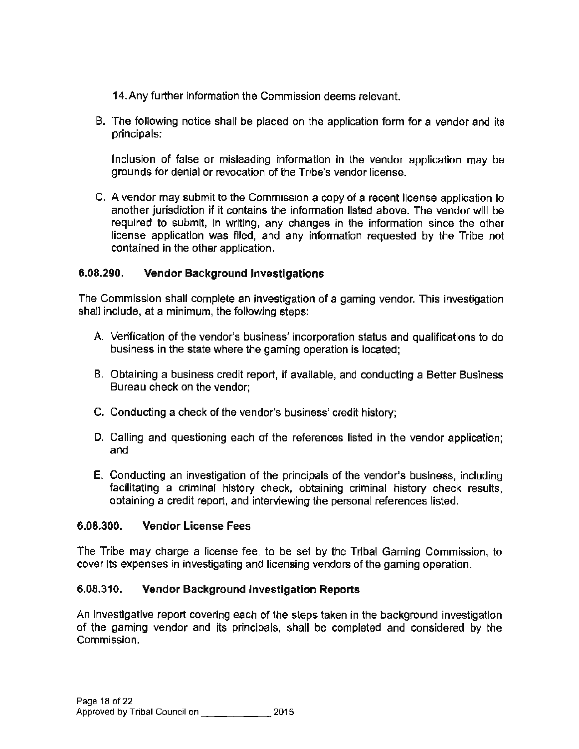14. Any further information the Commission deems relevant.

B. The following notice shall be placed on the application form for a vendor and its principals:

   Inclusion of false or misleading information in the vendor application may be grounds for denial or revocation of the Tribe's vendor license.

C. A vendor may submit to the Commission a copy of a recent license application to another jurisdiction if it contains the information listed above. The vendor will be required to submit, in writing, any changes in the information since the other license application was filed, and any information requested by the Tribe not contained in the other application.

### 6.08.290. Vendor Background Investigations

The Commission shall complete an investigation of a gaming vendor. This investigation shall include, at a minimum, the following steps:

A. Verification of the vendor's business' incorporation status and qualifications to do business in the state where the gaming operation is located;

B. Obtaining a business credit report, if available, and conducting a Better Business Bureau check on the vendor;

C. Conducting a check of the vendor's business' credit history;

D. Calling and questioning each of the references listed in the vendor application; and

E. Conducting an investigation of the principals of the vendor's business, including facilitating a criminal history check, obtaining criminal history check results, obtaining a credit report, and interviewing the personal references listed.

### 6.08.300. Vendor License Fees

The Tribe may charge a license fee, to be set by the Tribal Gaming Commission, to cover its expenses in investigating and licensing vendors of the gaming operation.

### 6.08.310. Vendor Background Investigation Reports

An investigative report covering each of the steps taken in the background investigation of the gaming vendor and its principals, shall be completed and considered by the Commission.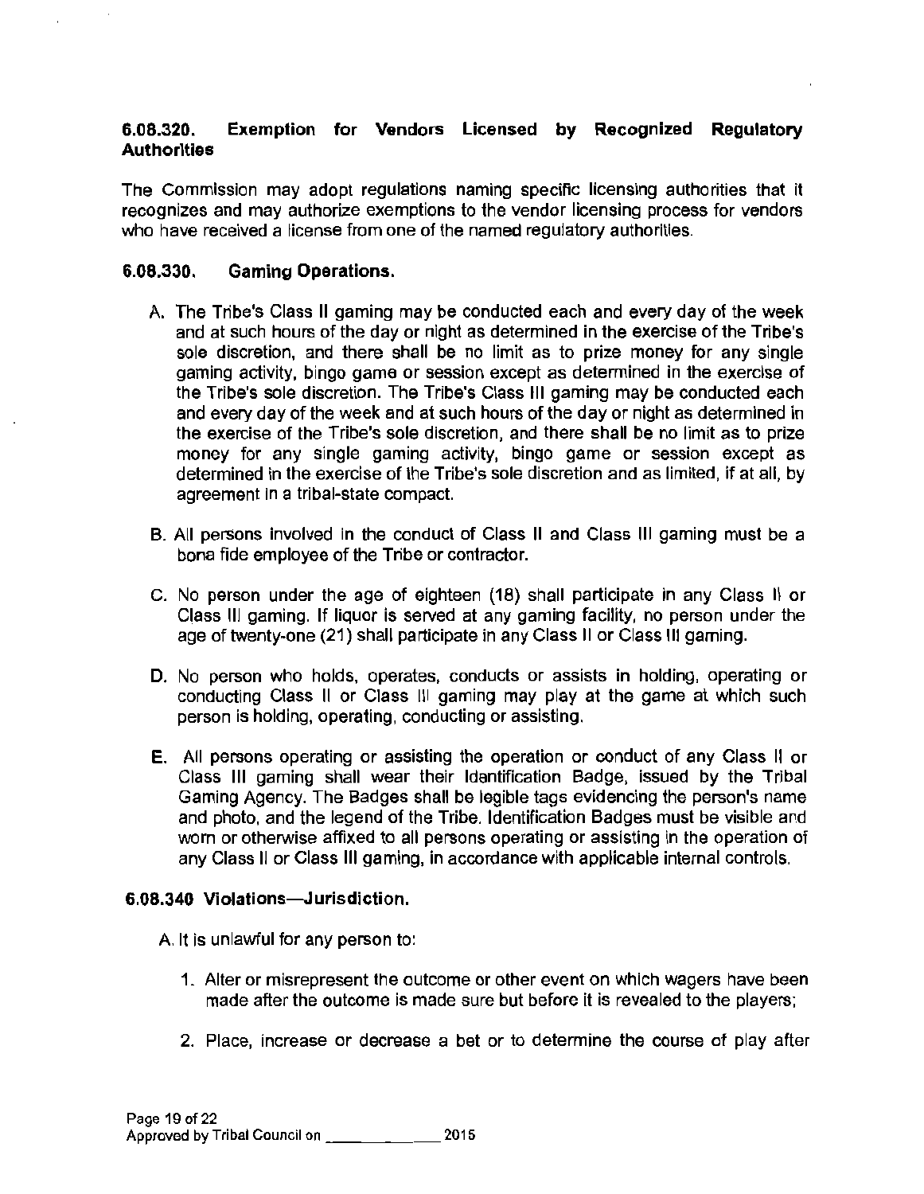### 6.08.320. Exemption for Vendors Licensed by Recognized Regulatory Authorities

The Commission may adopt regulations naming specific licensing authorities that it recognizes and may authorize exemptions to the vendor licensing process for vendors who have received a license from one of the named regulatory authorities.

### 6.08.330. Gaming Operations.

A. The Tribe's Class II gaming may be conducted each and every day of the week and at such hours of the day or night as determined in the exercise of the Tribe's sole discretion, and there shall be no limit as to prize money for any single gaming activity, bingo game or session except as determined in the exercise of the Tribe's sole discretion. The Tribe's Class III gaming may be conducted each and every day of the week and at such hours of the day or night as determined in the exercise of the Tribe's sole discretion, and there shall be no limit as to prize money for any single gaming activity, bingo game or session except as determined in the exercise of the Tribe's sole discretion and as limited, if at all, by agreement in a tribal-state compact.

B. All persons involved in the conduct of Class II and Class III gaming must be a bona fide employee of the Tribe or contractor.

C. No person under the age of eighteen (18) shall participate in any Class II or Class III gaming. If liquor is served at any gaming facility, no person under the age of twenty-one (21) shall participate in any Class II or Class III gaming.

D. No person who holds, operates, conducts or assists in holding, operating or conducting Class II or Class III gaming may play at the game at which such person is holding, operating, conducting or assisting.

E. All persons operating or assisting the operation or conduct of any Class II or Class III gaming shall wear their Identification Badge, issued by the Tribal Gaming Agency. The Badges shall be legible tags evidencing the person's name and photo, and the legend of the Tribe. Identification Badges must be visible and worn or otherwise affixed to all persons operating or assisting in the operation of any Class II or Class III gaming, in accordance with applicable internal controls.

### 6.08.340 Violations—Jurisdiction.

A. It is unlawful for any person to:

1. Alter or misrepresent the outcome or other event on which wagers have been made after the outcome is made sure but before it is revealed to the players;

2. Place, increase or decrease a bet or to determine the course of play after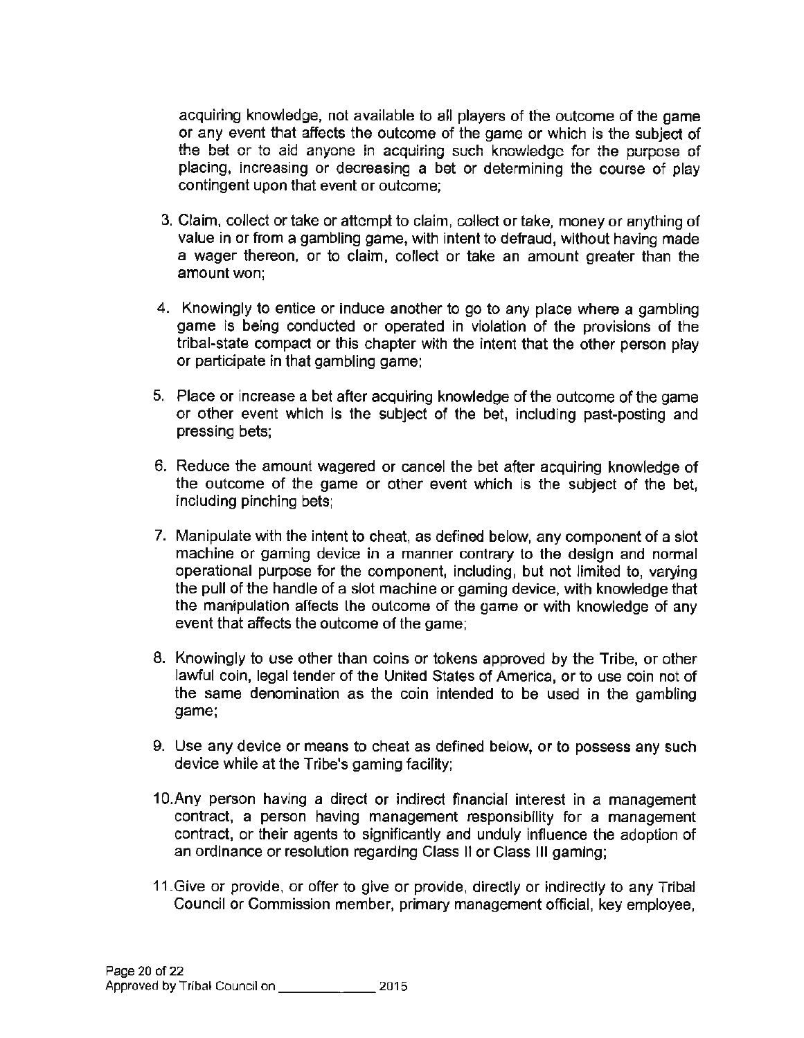acquiring knowledge, not available to all players of the outcome of the game or any event that affects the outcome of the game or which is the subject of the bet or to aid anyone in acquiring such knowledge for the purpose of placing, increasing or decreasing a bet or determining the course of play contingent upon that event or outcome;

3. Claim, collect or take or attempt to claim, collect or take, money or anything of value in or from a gambling game, with intent to defraud, without having made a wager thereon, or to claim, collect or take an amount greater than the amount won;

4. Knowingly to entice or induce another to go to any place where a gambling game is being conducted or operated in violation of the provisions of the tribal-state compact or this chapter with the intent that the other person play or participate in that gambling game;

5. Place or increase a bet after acquiring knowledge of the outcome of the game or other event which is the subject of the bet, including past-posting and pressing bets;

6. Reduce the amount wagered or cancel the bet after acquiring knowledge of the outcome of the game or other event which is the subject of the bet, including pinching bets;

7. Manipulate with the intent to cheat, as defined below, any component of a slot machine or gaming device in a manner contrary to the design and normal operational purpose for the component, including, but not limited to, varying the pull of the handle of a slot machine or gaming device, with knowledge that the manipulation affects the outcome of the game or with knowledge of any event that affects the outcome of the game;

8. Knowingly to use other than coins or tokens approved by the Tribe, or other lawful coin, legal tender of the United States of America, or to use coin not of the same denomination as the coin intended to be used in the gambling game;

9. Use any device or means to cheat as defined below, or to possess any such device while at the Tribe's gaming facility;

10. Any person having a direct or indirect financial interest in a management contract, a person having management responsibility for a management contract, or their agents to significantly and unduly influence the adoption of an ordinance or resolution regarding Class II or Class III gaming;

11. Give or provide, or offer to give or provide, directly or indirectly to any Tribal Council or Commission member, primary management official, key employee,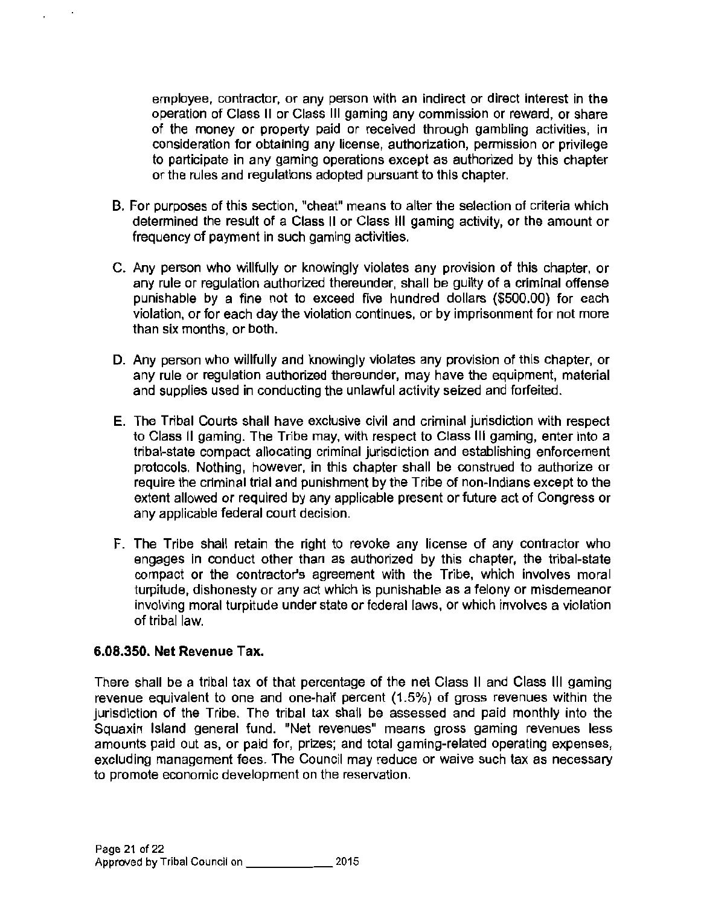employee, contractor, or any person with an indirect or direct interest in the operation of Class II or Class III gaming any commission or reward, or share of the money or property paid or received through gambling activities, in consideration for obtaining any license, authorization, permission or privilege to participate in any gaming operations except as authorized by this chapter or the rules and regulations adopted pursuant to this chapter.

B. For purposes of this section, "cheat" means to alter the selection of criteria which determined the result of a Class II or Class III gaming activity, or the amount or frequency of payment in such gaming activities.

C. Any person who willfully or knowingly violates any provision of this chapter, or any rule or regulation authorized thereunder, shall be guilty of a criminal offense punishable by a fine not to exceed five hundred dollars ($500.00) for each violation, or for each day the violation continues, or by imprisonment for not more than six months, or both.

D. Any person who willfully and knowingly violates any provision of this chapter, or any rule or regulation authorized thereunder, may have the equipment, material and supplies used in conducting the unlawful activity seized and forfeited.

E. The Tribal Courts shall have exclusive civil and criminal jurisdiction with respect to Class II gaming. The Tribe may, with respect to Class III gaming, enter into a tribal-state compact allocating criminal jurisdiction and establishing enforcement protocols. Nothing, however, in this chapter shall be construed to authorize or require the criminal trial and punishment by the Tribe of non-Indians except to the extent allowed or required by any applicable present or future act of Congress or any applicable federal court decision.

F. The Tribe shall retain the right to revoke any license of any contractor who engages in conduct other than as authorized by this chapter, the tribal-state compact or the contractor's agreement with the Tribe, which involves moral turpitude, dishonesty or any act which is punishable as a felony or misdemeanor involving moral turpitude under state or federal laws, or which involves a violation of tribal law.

### 6.08.350. Net Revenue Tax.

There shall be a tribal tax of that percentage of the net Class II and Class III gaming revenue equivalent to one and one-half percent (1.5%) of gross revenues within the jurisdiction of the Tribe. The tribal tax shall be assessed and paid monthly into the Squaxin Island general fund. "Net revenues" means gross gaming revenues less amounts paid out as, or paid for, prizes; and total gaming-related operating expenses, excluding management fees. The Council may reduce or waive such tax as necessary to promote economic development on the reservation.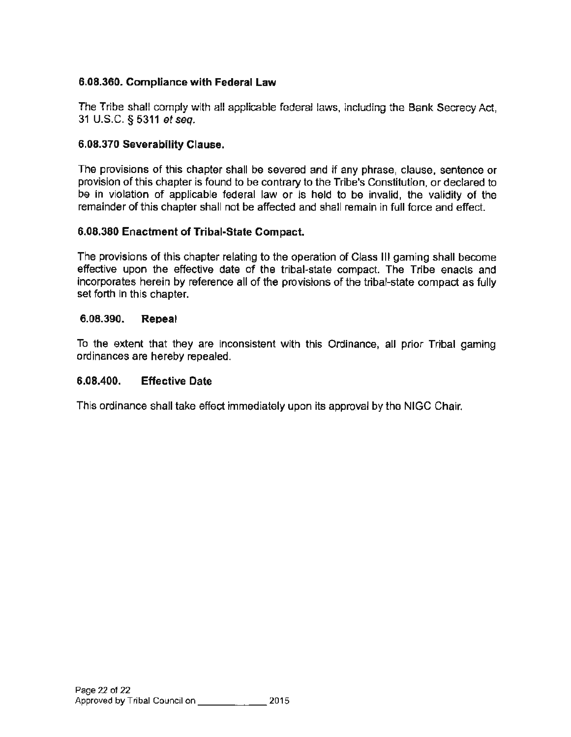### 6.08.360. Compliance with Federal Law

The Tribe shall comply with all applicable federal laws, including the Bank Secrecy Act, 31 U.S.C. § 5311 *et seq.*

### 6.08.370 Severability Clause.

The provisions of this chapter shall be severed and if any phrase, clause, sentence or provision of this chapter is found to be contrary to the Tribe's Constitution, or declared to be in violation of applicable federal law or is held to be invalid, the validity of the remainder of this chapter shall not be affected and shall remain in full force and effect.

### 6.08.380 Enactment of Tribal-State Compact.

The provisions of this chapter relating to the operation of Class III gaming shall become effective upon the effective date of the tribal-state compact. The Tribe enacts and incorporates herein by reference all of the provisions of the tribal-state compact as fully set forth in this chapter.

### 6.08.390. Repeal

To the extent that they are inconsistent with this Ordinance, all prior Tribal gaming ordinances are hereby repealed.

### 6.08.400. Effective Date

This ordinance shall take effect immediately upon its approval by the NIGC Chair.

Approved by Tribal Council on _____________ 2015